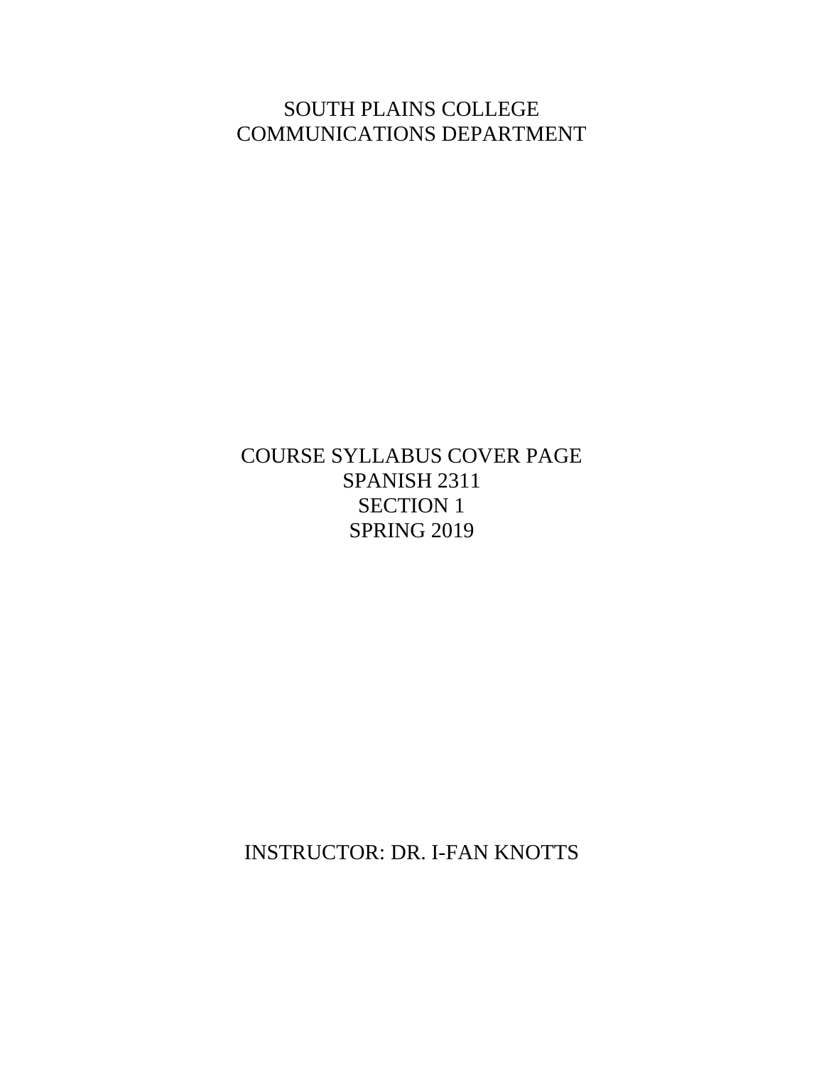SOUTH PLAINS COLLEGE
COMMUNICATIONS DEPARTMENT

COURSE SYLLABUS COVER PAGE
SPANISH 2311
SECTION 1
SPRING 2019

INSTRUCTOR: DR. I-FAN KNOTTS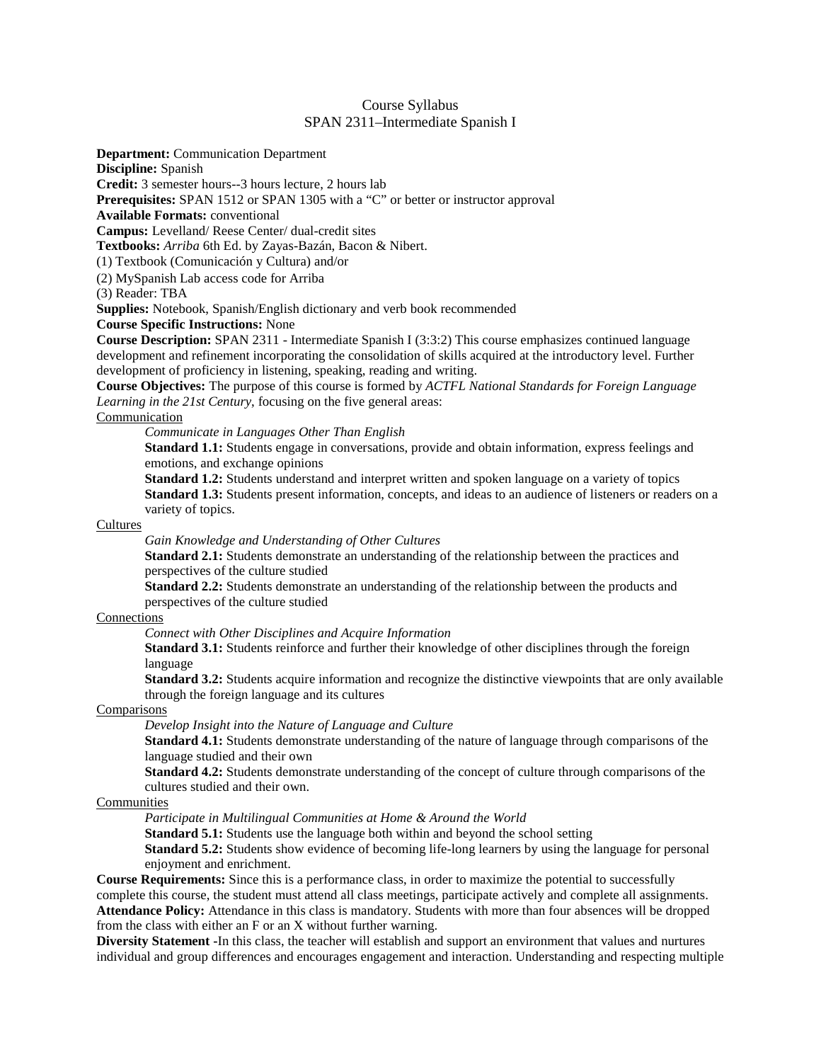# Course Syllabus
## SPAN 2311–Intermediate Spanish I

**Department:** Communication Department
**Discipline:** Spanish
**Credit:** 3 semester hours--3 hours lecture, 2 hours lab
**Prerequisites:** SPAN 1512 or SPAN 1305 with a "C" or better or instructor approval
**Available Formats:** conventional
**Campus:** Levelland/ Reese Center/ dual-credit sites
**Textbooks:** *Arriba* 6th Ed. by Zayas-Bazán, Bacon & Nibert.
(1) Textbook (Comunicación y Cultura) and/or
(2) MySpanish Lab access code for Arriba
(3) Reader: TBA
**Supplies:** Notebook, Spanish/English dictionary and verb book recommended
**Course Specific Instructions:** None
**Course Description:** SPAN 2311 - Intermediate Spanish I (3:3:2) This course emphasizes continued language development and refinement incorporating the consolidation of skills acquired at the introductory level. Further development of proficiency in listening, speaking, reading and writing.
**Course Objectives:** The purpose of this course is formed by *ACTFL National Standards for Foreign Language Learning in the 21st Century*, focusing on the five general areas:

<u>Communication</u>

> *Communicate in Languages Other Than English*
>
> **Standard 1.1:** Students engage in conversations, provide and obtain information, express feelings and emotions, and exchange opinions
>
> **Standard 1.2:** Students understand and interpret written and spoken language on a variety of topics
>
> **Standard 1.3:** Students present information, concepts, and ideas to an audience of listeners or readers on a variety of topics.

<u>Cultures</u>

> *Gain Knowledge and Understanding of Other Cultures*
>
> **Standard 2.1:** Students demonstrate an understanding of the relationship between the practices and perspectives of the culture studied
>
> **Standard 2.2:** Students demonstrate an understanding of the relationship between the products and perspectives of the culture studied

<u>Connections</u>

> *Connect with Other Disciplines and Acquire Information*
>
> **Standard 3.1:** Students reinforce and further their knowledge of other disciplines through the foreign language
>
> **Standard 3.2:** Students acquire information and recognize the distinctive viewpoints that are only available through the foreign language and its cultures

<u>Comparisons</u>

> *Develop Insight into the Nature of Language and Culture*
>
> **Standard 4.1:** Students demonstrate understanding of the nature of language through comparisons of the language studied and their own
>
> **Standard 4.2:** Students demonstrate understanding of the concept of culture through comparisons of the cultures studied and their own.

<u>Communities</u>

> *Participate in Multilingual Communities at Home & Around the World*
>
> **Standard 5.1:** Students use the language both within and beyond the school setting
>
> **Standard 5.2:** Students show evidence of becoming life-long learners by using the language for personal enjoyment and enrichment.

**Course Requirements:** Since this is a performance class, in order to maximize the potential to successfully complete this course, the student must attend all class meetings, participate actively and complete all assignments.
**Attendance Policy:** Attendance in this class is mandatory. Students with more than four absences will be dropped from the class with either an F or an X without further warning.
**Diversity Statement -**In this class, the teacher will establish and support an environment that values and nurtures individual and group differences and encourages engagement and interaction. Understanding and respecting multiple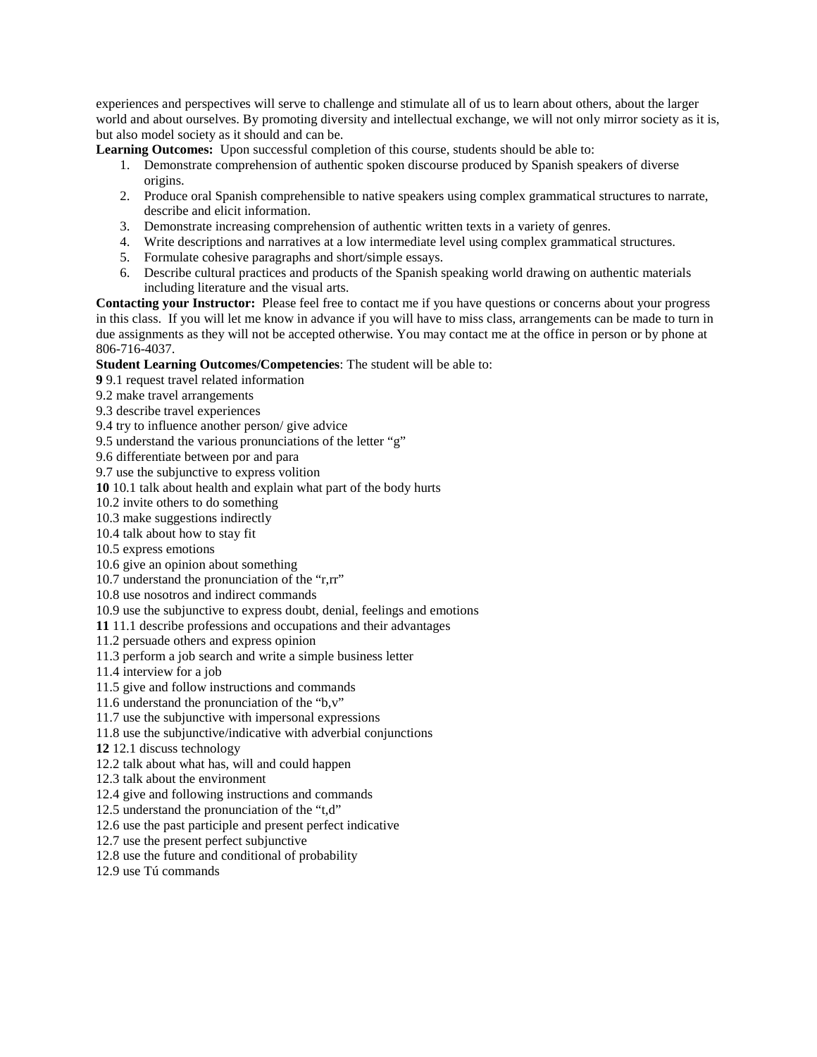experiences and perspectives will serve to challenge and stimulate all of us to learn about others, about the larger world and about ourselves. By promoting diversity and intellectual exchange, we will not only mirror society as it is, but also model society as it should and can be.

**Learning Outcomes:** Upon successful completion of this course, students should be able to:

1. Demonstrate comprehension of authentic spoken discourse produced by Spanish speakers of diverse origins.
2. Produce oral Spanish comprehensible to native speakers using complex grammatical structures to narrate, describe and elicit information.
3. Demonstrate increasing comprehension of authentic written texts in a variety of genres.
4. Write descriptions and narratives at a low intermediate level using complex grammatical structures.
5. Formulate cohesive paragraphs and short/simple essays.
6. Describe cultural practices and products of the Spanish speaking world drawing on authentic materials including literature and the visual arts.

**Contacting your Instructor:** Please feel free to contact me if you have questions or concerns about your progress in this class. If you will let me know in advance if you will have to miss class, arrangements can be made to turn in due assignments as they will not be accepted otherwise. You may contact me at the office in person or by phone at 806-716-4037.

**Student Learning Outcomes/Competencies**: The student will be able to:

**9** 9.1 request travel related information
9.2 make travel arrangements
9.3 describe travel experiences
9.4 try to influence another person/ give advice
9.5 understand the various pronunciations of the letter "g"
9.6 differentiate between por and para
9.7 use the subjunctive to express volition
**10** 10.1 talk about health and explain what part of the body hurts
10.2 invite others to do something
10.3 make suggestions indirectly
10.4 talk about how to stay fit
10.5 express emotions
10.6 give an opinion about something
10.7 understand the pronunciation of the "r,rr"
10.8 use nosotros and indirect commands
10.9 use the subjunctive to express doubt, denial, feelings and emotions
**11** 11.1 describe professions and occupations and their advantages
11.2 persuade others and express opinion
11.3 perform a job search and write a simple business letter
11.4 interview for a job
11.5 give and follow instructions and commands
11.6 understand the pronunciation of the "b,v"
11.7 use the subjunctive with impersonal expressions
11.8 use the subjunctive/indicative with adverbial conjunctions
**12** 12.1 discuss technology
12.2 talk about what has, will and could happen
12.3 talk about the environment
12.4 give and following instructions and commands
12.5 understand the pronunciation of the "t,d"
12.6 use the past participle and present perfect indicative
12.7 use the present perfect subjunctive
12.8 use the future and conditional of probability
12.9 use Tú commands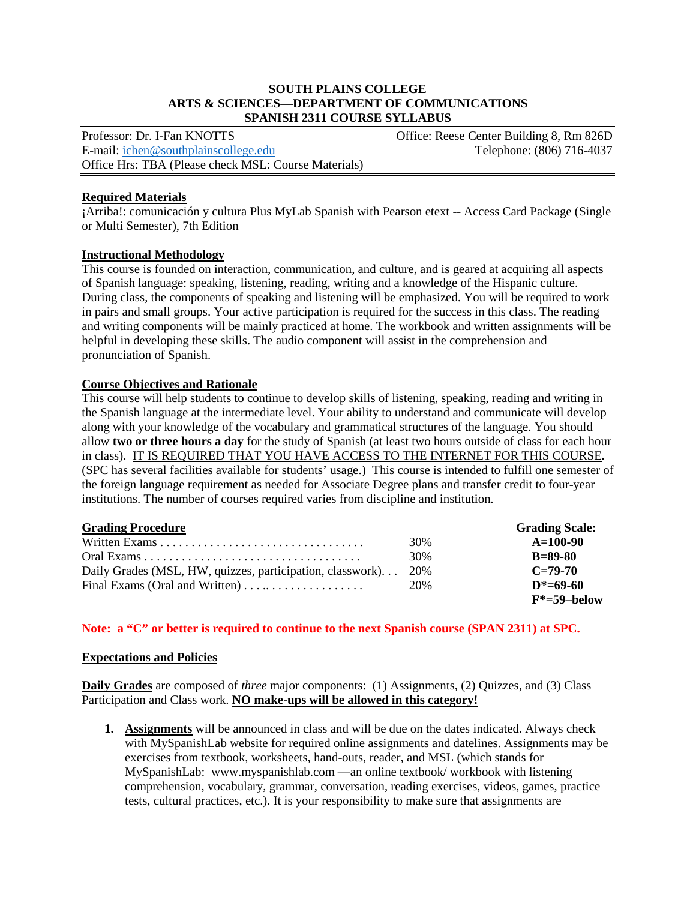**SOUTH PLAINS COLLEGE**
**ARTS & SCIENCES—DEPARTMENT OF COMMUNICATIONS**
**SPANISH 2311 COURSE SYLLABUS**

Professor: Dr. I-Fan KNOTTS | Office: Reese Center Building 8, Rm 826D
E-mail: ichen@southplainscollege.edu | Telephone: (806) 716-4037
Office Hrs: TBA (Please check MSL: Course Materials)

**Required Materials**

¡Arriba!: comunicación y cultura Plus MyLab Spanish with Pearson etext -- Access Card Package (Single or Multi Semester), 7th Edition

**Instructional Methodology**

This course is founded on interaction, communication, and culture, and is geared at acquiring all aspects of Spanish language: speaking, listening, reading, writing and a knowledge of the Hispanic culture. During class, the components of speaking and listening will be emphasized. You will be required to work in pairs and small groups. Your active participation is required for the success in this class. The reading and writing components will be mainly practiced at home. The workbook and written assignments will be helpful in developing these skills. The audio component will assist in the comprehension and pronunciation of Spanish.

**Course Objectives and Rationale**

This course will help students to continue to develop skills of listening, speaking, reading and writing in the Spanish language at the intermediate level. Your ability to understand and communicate will develop along with your knowledge of the vocabulary and grammatical structures of the language. You should allow **two or three hours a day** for the study of Spanish (at least two hours outside of class for each hour in class). IT IS REQUIRED THAT YOU HAVE ACCESS TO THE INTERNET FOR THIS COURSE. (SPC has several facilities available for students' usage.) This course is intended to fulfill one semester of the foreign language requirement as needed for Associate Degree plans and transfer credit to four-year institutions. The number of courses required varies from discipline and institution.

| **Grading Procedure** | | **Grading Scale:** |
|---|---|---|
| Written Exams . . . . . . . . . . . . . . . . . . . . . . . . . . . . . . . . | 30% | **A=100-90** |
| Oral Exams . . . . . . . . . . . . . . . . . . . . . . . . . . . . . . . . . . | 30% | **B=89-80** |
| Daily Grades (MSL, HW, quizzes, participation, classwork). . . | 20% | **C=79-70** |
| Final Exams (Oral and Written) . . . .. . . . . . . . . . . . . . . . | 20% | **D*=69-60** |
| | | **F*=59–below** |

**Note: a "C" or better is required to continue to the next Spanish course (SPAN 2311) at SPC.**

**Expectations and Policies**

**Daily Grades** are composed of *three* major components: (1) Assignments, (2) Quizzes, and (3) Class Participation and Class work. **NO make-ups will be allowed in this category!**

1. **Assignments** will be announced in class and will be due on the dates indicated. Always check with MySpanishLab website for required online assignments and datelines. Assignments may be exercises from textbook, worksheets, hand-outs, reader, and MSL (which stands for MySpanishLab: www.myspanishlab.com —an online textbook/ workbook with listening comprehension, vocabulary, grammar, conversation, reading exercises, videos, games, practice tests, cultural practices, etc.). It is your responsibility to make sure that assignments are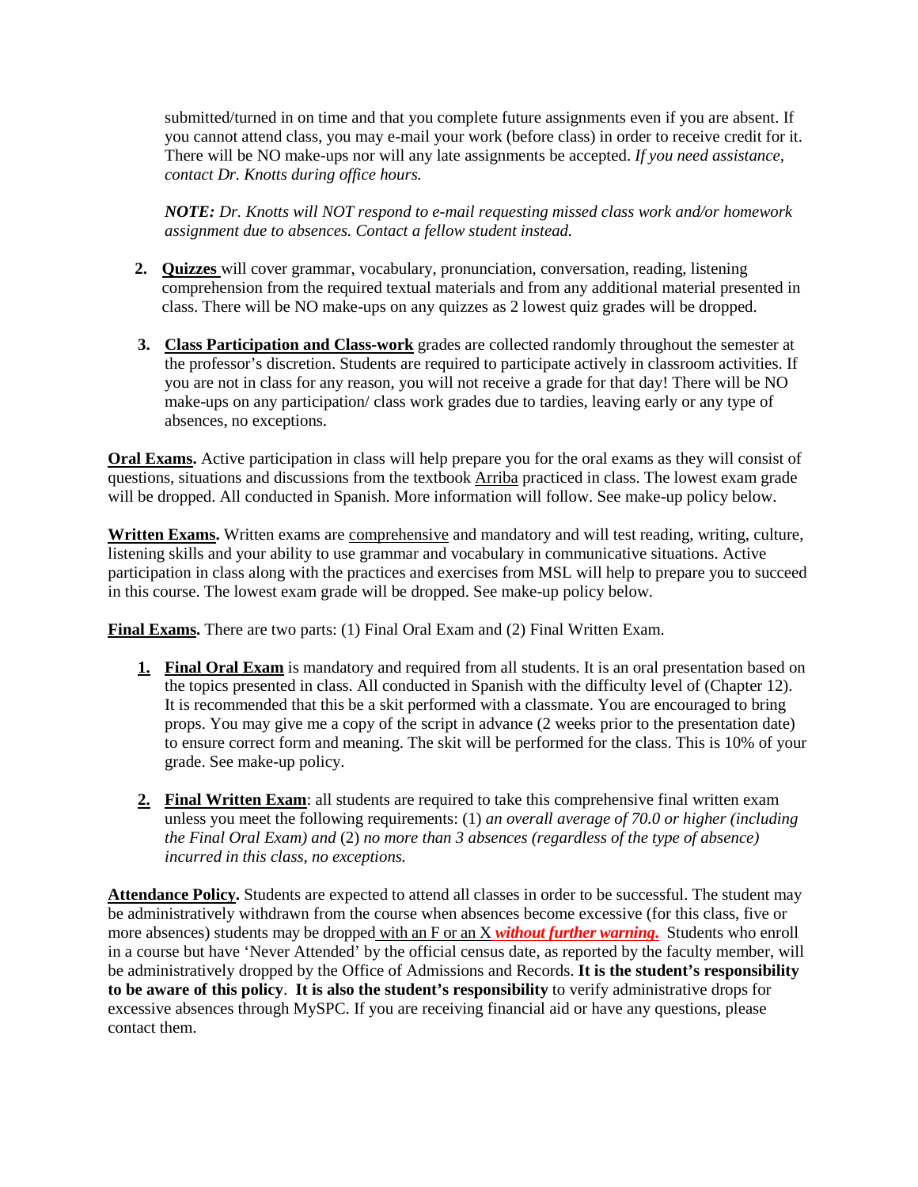submitted/turned in on time and that you complete future assignments even if you are absent. If you cannot attend class, you may e-mail your work (before class) in order to receive credit for it. There will be NO make-ups nor will any late assignments be accepted. *If you need assistance, contact Dr. Knotts during office hours.*

***NOTE:*** *Dr. Knotts will NOT respond to e-mail requesting missed class work and/or homework assignment due to absences. Contact a fellow student instead.*

2. **Quizzes** will cover grammar, vocabulary, pronunciation, conversation, reading, listening comprehension from the required textual materials and from any additional material presented in class. There will be NO make-ups on any quizzes as 2 lowest quiz grades will be dropped.

3. **Class Participation and Class-work** grades are collected randomly throughout the semester at the professor's discretion. Students are required to participate actively in classroom activities. If you are not in class for any reason, you will not receive a grade for that day! There will be NO make-ups on any participation/ class work grades due to tardies, leaving early or any type of absences, no exceptions.

**Oral Exams.** Active participation in class will help prepare you for the oral exams as they will consist of questions, situations and discussions from the textbook Arriba practiced in class. The lowest exam grade will be dropped. All conducted in Spanish. More information will follow. See make-up policy below.

**Written Exams.** Written exams are comprehensive and mandatory and will test reading, writing, culture, listening skills and your ability to use grammar and vocabulary in communicative situations. Active participation in class along with the practices and exercises from MSL will help to prepare you to succeed in this course. The lowest exam grade will be dropped. See make-up policy below.

**Final Exams.** There are two parts: (1) Final Oral Exam and (2) Final Written Exam.

1. **Final Oral Exam** is mandatory and required from all students. It is an oral presentation based on the topics presented in class. All conducted in Spanish with the difficulty level of (Chapter 12). It is recommended that this be a skit performed with a classmate. You are encouraged to bring props. You may give me a copy of the script in advance (2 weeks prior to the presentation date) to ensure correct form and meaning. The skit will be performed for the class. This is 10% of your grade. See make-up policy.

2. **Final Written Exam**: all students are required to take this comprehensive final written exam unless you meet the following requirements: (1) *an overall average of 70.0 or higher (including the Final Oral Exam) and* (2) *no more than 3 absences (regardless of the type of absence) incurred in this class, no exceptions.*

**Attendance Policy.** Students are expected to attend all classes in order to be successful. The student may be administratively withdrawn from the course when absences become excessive (for this class, five or more absences) students may be dropped with an F or an X ***without further warning.*** Students who enroll in a course but have 'Never Attended' by the official census date, as reported by the faculty member, will be administratively dropped by the Office of Admissions and Records. **It is the student's responsibility to be aware of this policy**. **It is also the student's responsibility** to verify administrative drops for excessive absences through MySPC. If you are receiving financial aid or have any questions, please contact them.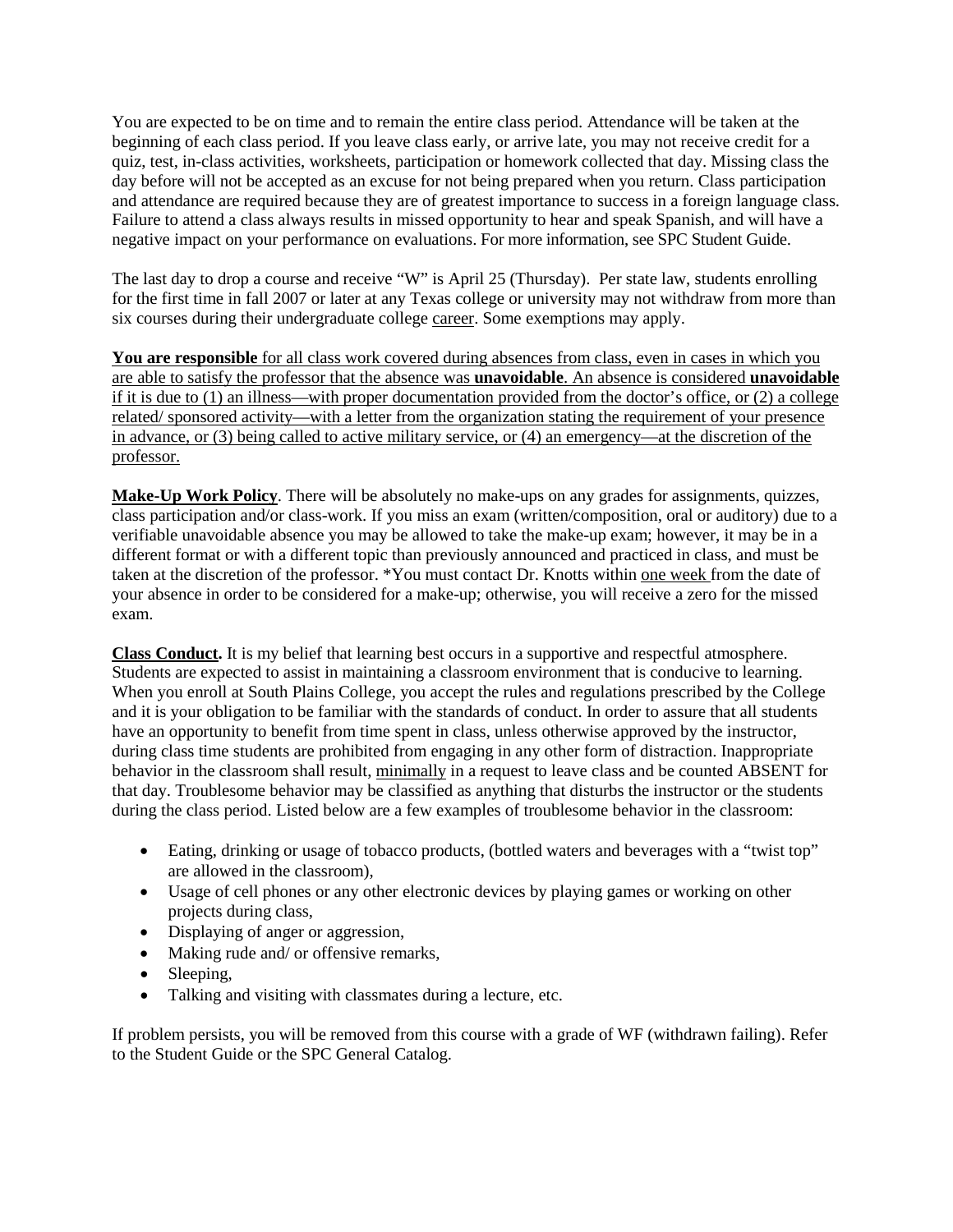You are expected to be on time and to remain the entire class period. Attendance will be taken at the beginning of each class period. If you leave class early, or arrive late, you may not receive credit for a quiz, test, in-class activities, worksheets, participation or homework collected that day. Missing class the day before will not be accepted as an excuse for not being prepared when you return. Class participation and attendance are required because they are of greatest importance to success in a foreign language class. Failure to attend a class always results in missed opportunity to hear and speak Spanish, and will have a negative impact on your performance on evaluations. For more information, see SPC Student Guide.

The last day to drop a course and receive "W" is April 25 (Thursday). Per state law, students enrolling for the first time in fall 2007 or later at any Texas college or university may not withdraw from more than six courses during their undergraduate college career. Some exemptions may apply.

**You are responsible** for all class work covered during absences from class, even in cases in which you are able to satisfy the professor that the absence was **unavoidable**. An absence is considered **unavoidable** if it is due to (1) an illness—with proper documentation provided from the doctor's office, or (2) a college related/ sponsored activity—with a letter from the organization stating the requirement of your presence in advance, or (3) being called to active military service, or (4) an emergency—at the discretion of the professor.

**Make-Up Work Policy**. There will be absolutely no make-ups on any grades for assignments, quizzes, class participation and/or class-work. If you miss an exam (written/composition, oral or auditory) due to a verifiable unavoidable absence you may be allowed to take the make-up exam; however, it may be in a different format or with a different topic than previously announced and practiced in class, and must be taken at the discretion of the professor. *You must contact Dr. Knotts within one week from the date of your absence in order to be considered for a make-up; otherwise, you will receive a zero for the missed exam.

**Class Conduct.** It is my belief that learning best occurs in a supportive and respectful atmosphere. Students are expected to assist in maintaining a classroom environment that is conducive to learning. When you enroll at South Plains College, you accept the rules and regulations prescribed by the College and it is your obligation to be familiar with the standards of conduct. In order to assure that all students have an opportunity to benefit from time spent in class, unless otherwise approved by the instructor, during class time students are prohibited from engaging in any other form of distraction. Inappropriate behavior in the classroom shall result, minimally in a request to leave class and be counted ABSENT for that day. Troublesome behavior may be classified as anything that disturbs the instructor or the students during the class period. Listed below are a few examples of troublesome behavior in the classroom:

- Eating, drinking or usage of tobacco products, (bottled waters and beverages with a "twist top" are allowed in the classroom),
- Usage of cell phones or any other electronic devices by playing games or working on other projects during class,
- Displaying of anger or aggression,
- Making rude and/ or offensive remarks,
- Sleeping,
- Talking and visiting with classmates during a lecture, etc.

If problem persists, you will be removed from this course with a grade of WF (withdrawn failing). Refer to the Student Guide or the SPC General Catalog.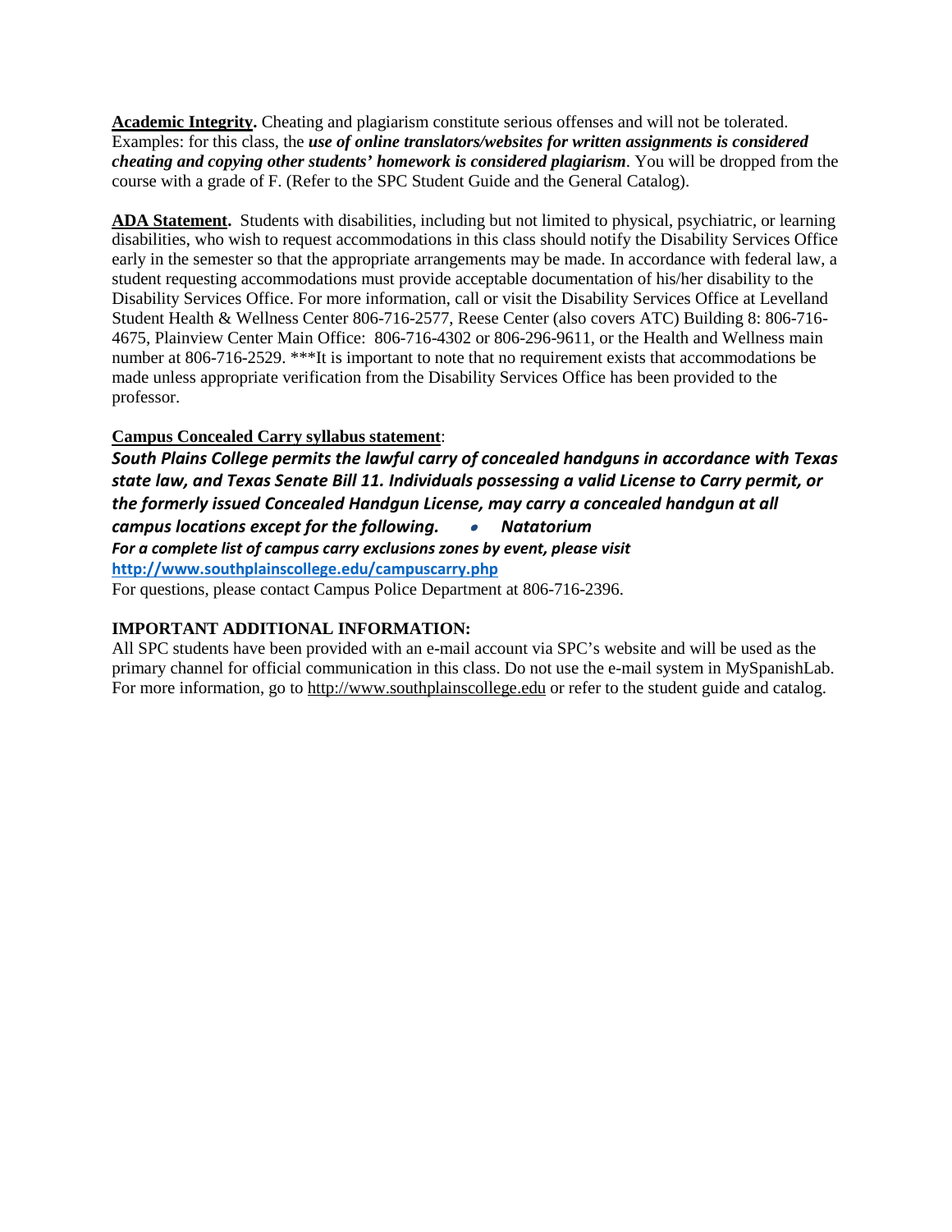**Academic Integrity.** Cheating and plagiarism constitute serious offenses and will not be tolerated. Examples: for this class, the ***use of online translators/websites for written assignments is considered cheating and copying other students' homework is considered plagiarism***. You will be dropped from the course with a grade of F. (Refer to the SPC Student Guide and the General Catalog).

**ADA Statement.** Students with disabilities, including but not limited to physical, psychiatric, or learning disabilities, who wish to request accommodations in this class should notify the Disability Services Office early in the semester so that the appropriate arrangements may be made. In accordance with federal law, a student requesting accommodations must provide acceptable documentation of his/her disability to the Disability Services Office. For more information, call or visit the Disability Services Office at Levelland Student Health & Wellness Center 806-716-2577, Reese Center (also covers ATC) Building 8: 806-716-4675, Plainview Center Main Office: 806-716-4302 or 806-296-9611, or the Health and Wellness main number at 806-716-2529. ***It is important to note that no requirement exists that accommodations be made unless appropriate verification from the Disability Services Office has been provided to the professor.

**Campus Concealed Carry syllabus statement**:

***South Plains College permits the lawful carry of concealed handguns in accordance with Texas state law, and Texas Senate Bill 11. Individuals possessing a valid License to Carry permit, or the formerly issued Concealed Handgun License, may carry a concealed handgun at all campus locations except for the following.***

- ***Natatorium***

***For a complete list of campus carry exclusions zones by event, please visit*** **http://www.southplainscollege.edu/campuscarry.php**

For questions, please contact Campus Police Department at 806-716-2396.

**IMPORTANT ADDITIONAL INFORMATION:**

All SPC students have been provided with an e-mail account via SPC's website and will be used as the primary channel for official communication in this class. Do not use the e-mail system in MySpanishLab. For more information, go to http://www.southplainscollege.edu or refer to the student guide and catalog.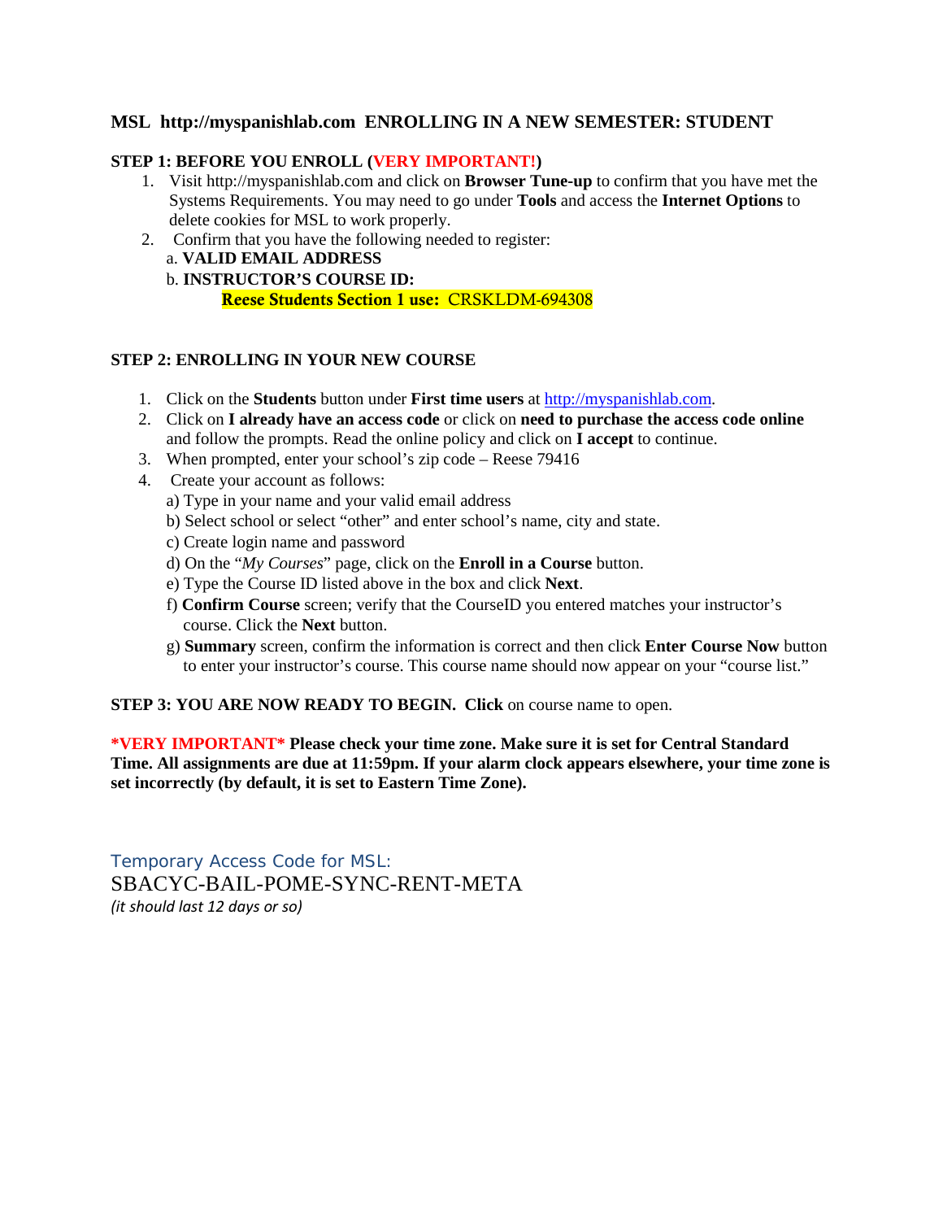## MSL http://myspanishlab.com ENROLLING IN A NEW SEMESTER: STUDENT

**STEP 1: BEFORE YOU ENROLL (VERY IMPORTANT!)**

1. Visit http://myspanishlab.com and click on **Browser Tune-up** to confirm that you have met the Systems Requirements. You may need to go under **Tools** and access the **Internet Options** to delete cookies for MSL to work properly.
2. Confirm that you have the following needed to register:
   a. **VALID EMAIL ADDRESS**
   b. **INSTRUCTOR'S COURSE ID:**
      **Reese Students Section 1 use:** CRSKLDM-694308

**STEP 2: ENROLLING IN YOUR NEW COURSE**

1. Click on the **Students** button under **First time users** at http://myspanishlab.com.
2. Click on **I already have an access code** or click on **need to purchase the access code online** and follow the prompts. Read the online policy and click on **I accept** to continue.
3. When prompted, enter your school's zip code – Reese 79416
4. Create your account as follows:
   a) Type in your name and your valid email address
   b) Select school or select "other" and enter school's name, city and state.
   c) Create login name and password
   d) On the "*My Courses*" page, click on the **Enroll in a Course** button.
   e) Type the Course ID listed above in the box and click **Next**.
   f) **Confirm Course** screen; verify that the CourseID you entered matches your instructor's course. Click the **Next** button.
   g) **Summary** screen, confirm the information is correct and then click **Enter Course Now** button to enter your instructor's course. This course name should now appear on your "course list."

**STEP 3: YOU ARE NOW READY TO BEGIN. Click** on course name to open.

**\*VERY IMPORTANT\* Please check your time zone. Make sure it is set for Central Standard Time. All assignments are due at 11:59pm. If your alarm clock appears elsewhere, your time zone is set incorrectly (by default, it is set to Eastern Time Zone).**

Temporary Access Code for MSL:

SBACYC-BAIL-POME-SYNC-RENT-META

*(it should last 12 days or so)*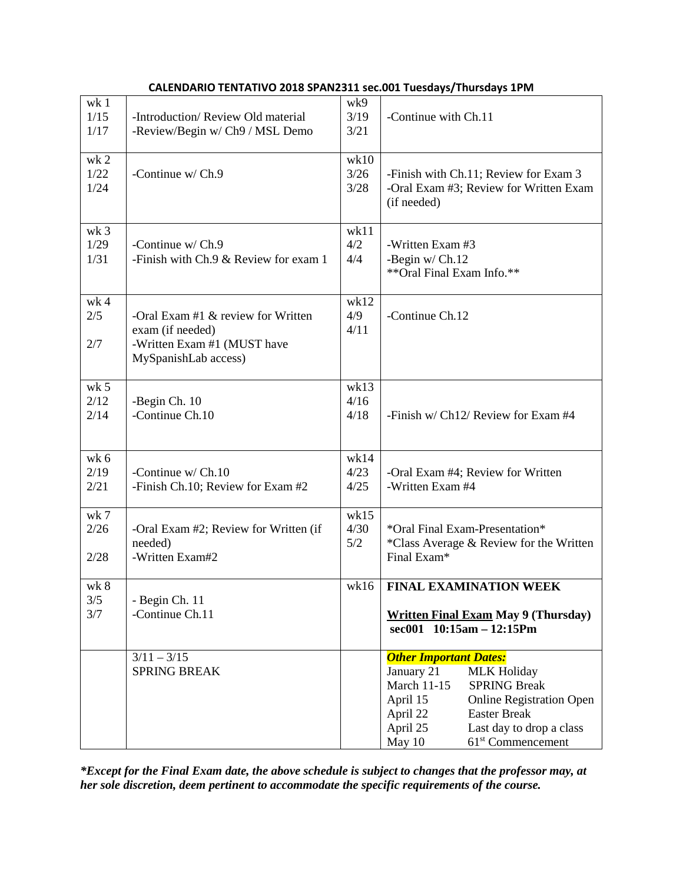**CALENDARIO TENTATIVO 2018 SPAN2311 sec.001 Tuesdays/Thursdays 1PM**

| | | | |
|---|---|---|---|
| wk 1<br>1/15<br>1/17 | -Introduction/ Review Old material<br>-Review/Begin w/ Ch9 / MSL Demo | wk9<br>3/19<br>3/21 | -Continue with Ch.11 |
| wk 2<br>1/22<br>1/24 | -Continue w/ Ch.9 | wk10<br>3/26<br>3/28 | -Finish with Ch.11; Review for Exam 3<br>-Oral Exam #3; Review for Written Exam (if needed) |
| wk 3<br>1/29<br>1/31 | -Continue w/ Ch.9<br>-Finish with Ch.9 & Review for exam 1 | wk11<br>4/2<br>4/4 | -Written Exam #3<br>-Begin w/ Ch.12<br>**Oral Final Exam Info.** |
| wk 4<br>2/5<br>2/7 | -Oral Exam #1 & review for Written exam (if needed)<br>-Written Exam #1 (MUST have MySpanishLab access) | wk12<br>4/9<br>4/11 | -Continue Ch.12 |
| wk 5<br>2/12<br>2/14 | -Begin Ch. 10<br>-Continue Ch.10 | wk13<br>4/16<br>4/18 | -Finish w/ Ch12/ Review for Exam #4 |
| wk 6<br>2/19<br>2/21 | -Continue w/ Ch.10<br>-Finish Ch.10; Review for Exam #2 | wk14<br>4/23<br>4/25 | -Oral Exam #4; Review for Written<br>-Written Exam #4 |
| wk 7<br>2/26<br>2/28 | -Oral Exam #2; Review for Written (if needed)<br>-Written Exam#2 | wk15<br>4/30<br>5/2 | *Oral Final Exam-Presentation*<br>*Class Average & Review for the Written Final Exam* |
| wk 8<br>3/5<br>3/7 | - Begin Ch. 11<br>-Continue Ch.11 | wk16 | **FINAL EXAMINATION WEEK**<br>**<u>Written Final Exam</u> May 9 (Thursday)**<br>**sec001 10:15am – 12:15Pm** |
| | 3/11 – 3/15<br>SPRING BREAK | | ***Other Important Dates:***<br>January 21 — MLK Holiday<br>March 11-15 — SPRING Break<br>April 15 — Online Registration Open<br>April 22 — Easter Break<br>April 25 — Last day to drop a class<br>May 10 — 61st Commencement |

***Except for the Final Exam date, the above schedule is subject to changes that the professor may, at her sole discretion, deem pertinent to accommodate the specific requirements of the course.***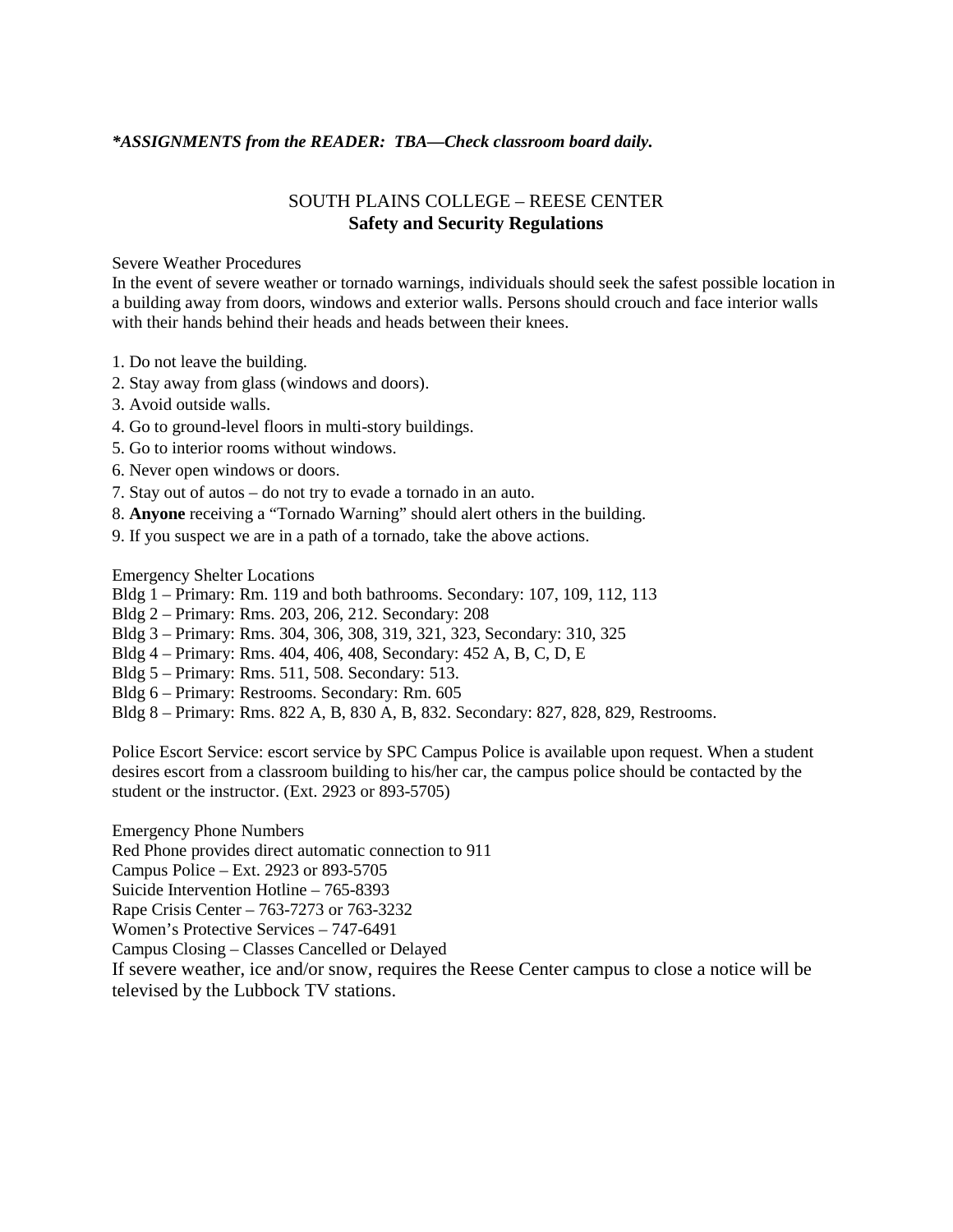***ASSIGNMENTS from the READER: TBA—Check classroom board daily.***

SOUTH PLAINS COLLEGE – REESE CENTER
**Safety and Security Regulations**

Severe Weather Procedures
In the event of severe weather or tornado warnings, individuals should seek the safest possible location in a building away from doors, windows and exterior walls. Persons should crouch and face interior walls with their hands behind their heads and heads between their knees.

1. Do not leave the building.
2. Stay away from glass (windows and doors).
3. Avoid outside walls.
4. Go to ground-level floors in multi-story buildings.
5. Go to interior rooms without windows.
6. Never open windows or doors.
7. Stay out of autos – do not try to evade a tornado in an auto.
8. **Anyone** receiving a "Tornado Warning" should alert others in the building.
9. If you suspect we are in a path of a tornado, take the above actions.

Emergency Shelter Locations
Bldg 1 – Primary: Rm. 119 and both bathrooms. Secondary: 107, 109, 112, 113
Bldg 2 – Primary: Rms. 203, 206, 212. Secondary: 208
Bldg 3 – Primary: Rms. 304, 306, 308, 319, 321, 323, Secondary: 310, 325
Bldg 4 – Primary: Rms. 404, 406, 408, Secondary: 452 A, B, C, D, E
Bldg 5 – Primary: Rms. 511, 508. Secondary: 513.
Bldg 6 – Primary: Restrooms. Secondary: Rm. 605
Bldg 8 – Primary: Rms. 822 A, B, 830 A, B, 832. Secondary: 827, 828, 829, Restrooms.

Police Escort Service: escort service by SPC Campus Police is available upon request. When a student desires escort from a classroom building to his/her car, the campus police should be contacted by the student or the instructor. (Ext. 2923 or 893-5705)

Emergency Phone Numbers
Red Phone provides direct automatic connection to 911
Campus Police – Ext. 2923 or 893-5705
Suicide Intervention Hotline – 765-8393
Rape Crisis Center – 763-7273 or 763-3232
Women's Protective Services – 747-6491
Campus Closing – Classes Cancelled or Delayed
If severe weather, ice and/or snow, requires the Reese Center campus to close a notice will be televised by the Lubbock TV stations.